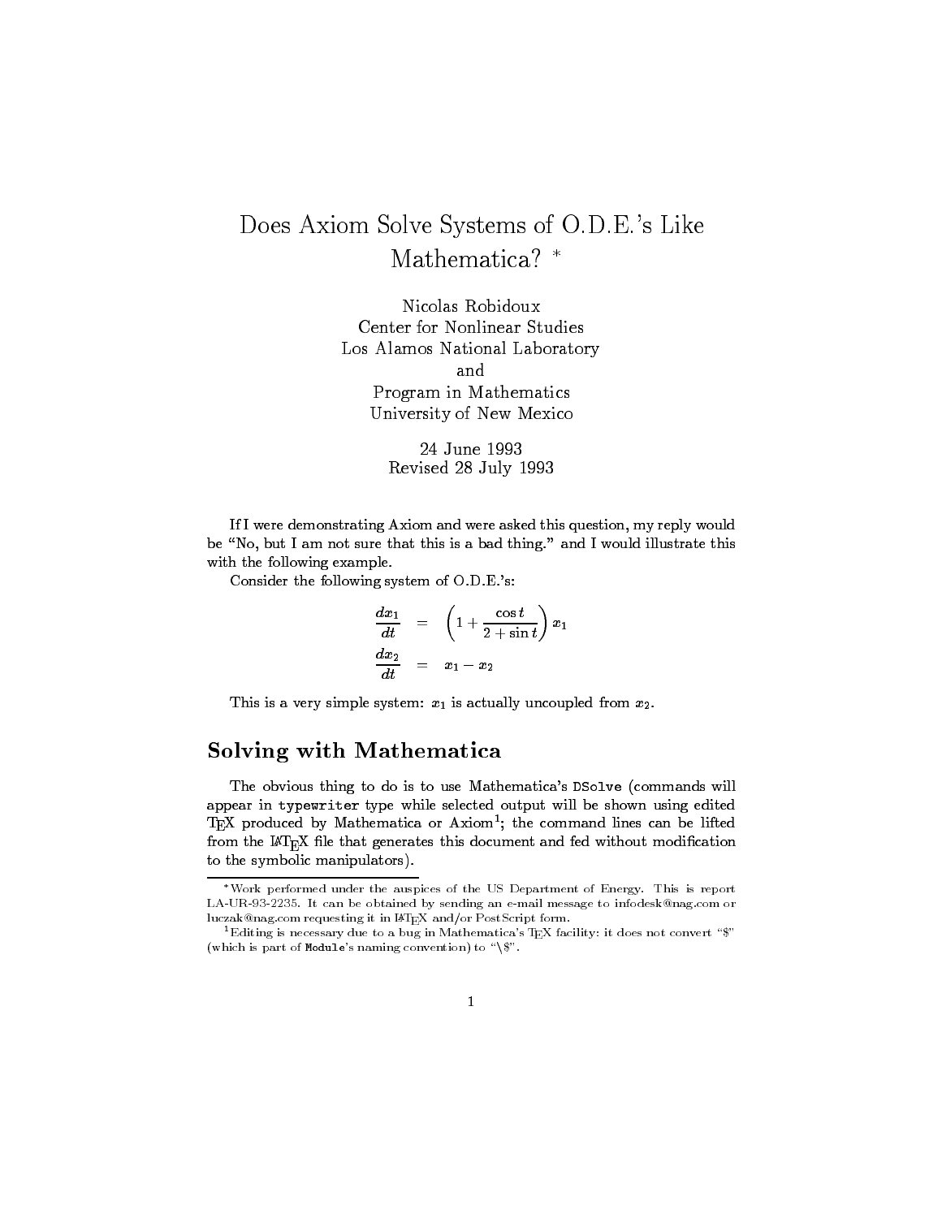# Does Axiom Solve Systems of O.D.E.'s Like Mathematica? *

Nicolas Robidoux
Center for Nonlinear Studies
Los Alamos National Laboratory
and
Program in Mathematics
University of New Mexico

24 June 1993
Revised 28 July 1993

If I were demonstrating Axiom and were asked this question, my reply would be "No, but I am not sure that this is a bad thing." and I would illustrate this with the following example.

Consider the following system of O.D.E.'s:

$$
\begin{aligned}
\frac{dx_1}{dt} &= \left(1 + \frac{\cos t}{2 + \sin t}\right) x_1 \\
\frac{dx_2}{dt} &= x_1 - x_2
\end{aligned}
$$

This is a very simple system: $x_1$ is actually uncoupled from $x_2$.

## Solving with Mathematica

The obvious thing to do is to use Mathematica's `DSolve` (commands will appear in `typewriter` type while selected output will be shown using edited TeX produced by Mathematica or Axiom[1]; the command lines can be lifted from the LaTeX file that generates this document and fed without modification to the symbolic manipulators).

---

*Work performed under the auspices of the US Department of Energy. This is report LA-UR-93-2235. It can be obtained by sending an e-mail message to infodesk@nag.com or luczak@nag.com requesting it in LaTeX and/or PostScript form.

[1] Editing is necessary due to a bug in Mathematica's TeX facility: it does not convert "$" (which is part of `Module`'s naming convention) to "\$".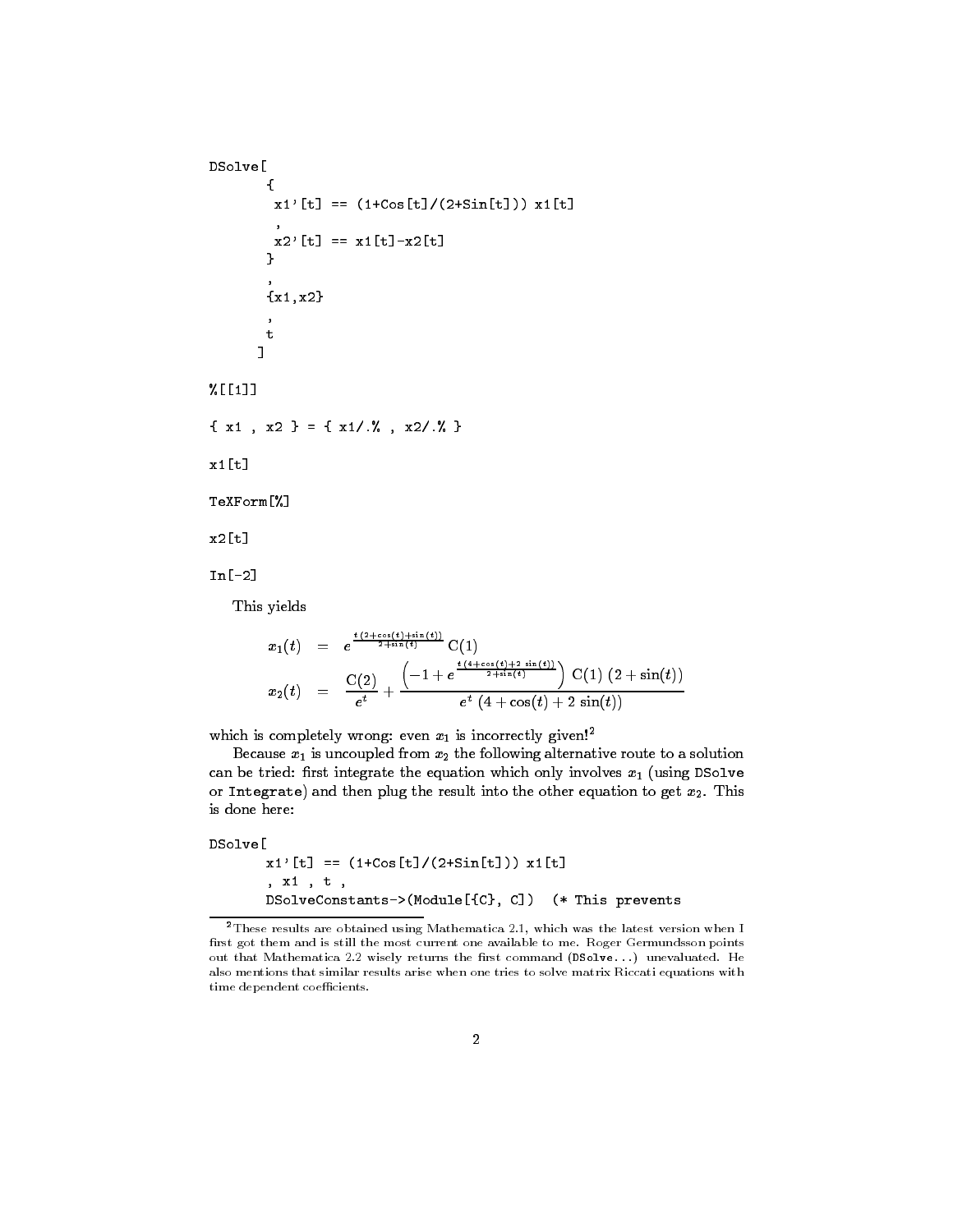```
DSolve[
       {
        x1'[t] == (1+Cos[t]/(2+Sin[t])) x1[t]
        ,
        x2'[t] == x1[t]-x2[t]
       }
       ,
       {x1,x2}
       ,
       t
      ]

%[[1]]

{ x1 , x2 } = { x1/.% , x2/.% }

x1[t]

TeXForm[%]

x2[t]

In[-2]
```

This yields

$$
\begin{aligned}
x_1(t) &= e^{\frac{t\,(2+\cos(t)+\sin(t))}{2+\sin(t)}}\,\mathrm{C}(1) \\
x_2(t) &= \frac{\mathrm{C}(2)}{e^t} + \frac{\left(-1+e^{\frac{t\,(4+\cos(t)+2\,\sin(t))}{2+\sin(t)}}\right)\,\mathrm{C}(1)\,(2+\sin(t))}{e^t\,(4+\cos(t)+2\,\sin(t))}
\end{aligned}
$$

which is completely wrong: even $x_1$ is incorrectly given![2]

Because $x_1$ is uncoupled from $x_2$ the following alternative route to a solution can be tried: first integrate the equation which only involves $x_1$ (using `DSolve` or `Integrate`) and then plug the result into the other equation to get $x_2$. This is done here:

```
DSolve[
       x1'[t] == (1+Cos[t]/(2+Sin[t])) x1[t]
       , x1 , t ,
       DSolveConstants->(Module[{C}, C])  (* This prevents
```

[2] These results are obtained using Mathematica 2.1, which was the latest version when I first got them and is still the most current one available to me. Roger Germundsson points out that Mathematica 2.2 wisely returns the first command (`DSolve...`) unevaluated. He also mentions that similar results arise when one tries to solve matrix Riccati equations with time dependent coefficients.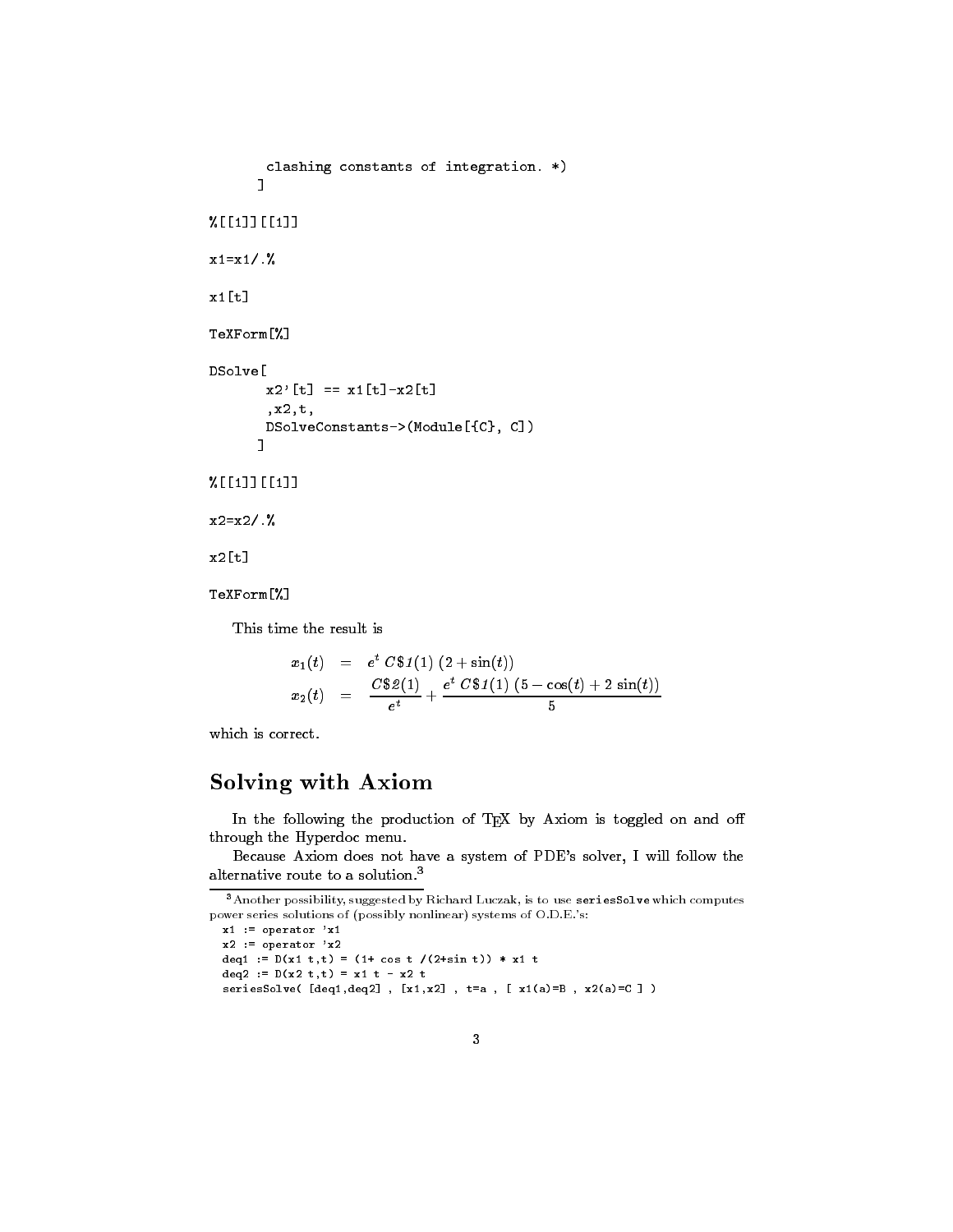```
       clashing constants of integration. *)
      ]

%[[1]][[1]]

x1=x1/.%

x1[t]

TeXForm[%]

DSolve[
       x2'[t] == x1[t]-x2[t]
       ,x2,t,
       DSolveConstants->(Module[{C}, C])
      ]

%[[1]][[1]]

x2=x2/.%

x2[t]

TeXForm[%]
```

This time the result is

$$
\begin{aligned}
x_1(t) &= e^t\, C\$1(1)\ (2+\sin(t)) \\
x_2(t) &= \frac{C\$2(1)}{e^t} + \frac{e^t\, C\$1(1)\ (5-\cos(t)+2\ \sin(t))}{5}
\end{aligned}
$$

which is correct.

## Solving with Axiom

In the following the production of TEX by Axiom is toggled on and off through the Hyperdoc menu.

Because Axiom does not have a system of PDE's solver, I will follow the alternative route to a solution.[3]

[3] Another possibility, suggested by Richard Luczak, is to use `seriesSolve` which computes power series solutions of (possibly nonlinear) systems of O.D.E.'s:

```
x1 := operator 'x1
x2 := operator 'x2
deq1 := D(x1 t,t) = (1+ cos t /(2+sin t)) * x1 t
deq2 := D(x2 t,t) = x1 t - x2 t
seriesSolve( [deq1,deq2] , [x1,x2] , t=a , [ x1(a)=B , x2(a)=C ] )
```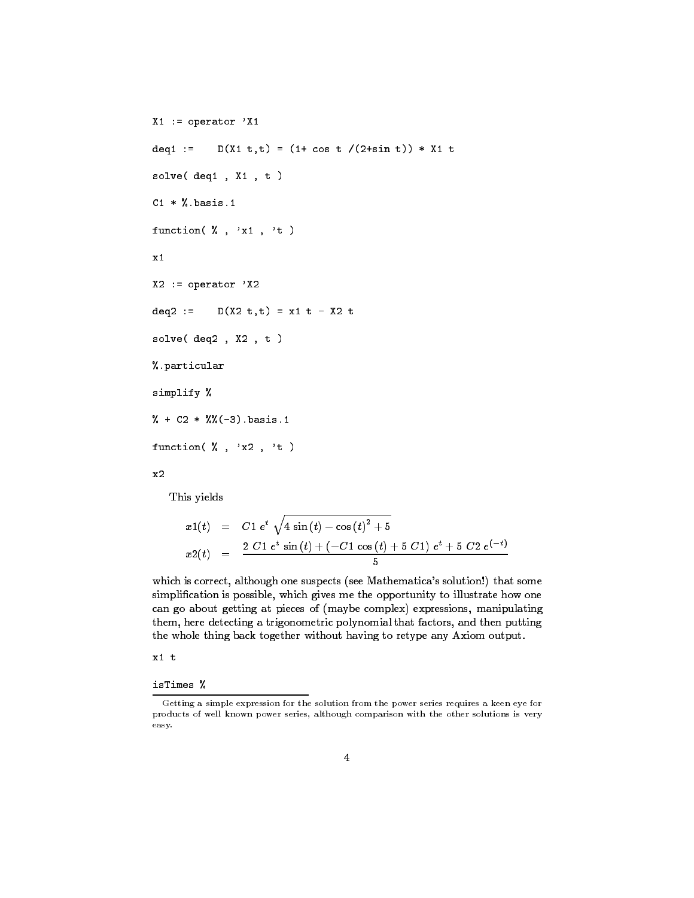```
X1 := operator 'X1

deq1 :=    D(X1 t,t) = (1+ cos t /(2+sin t)) * X1 t

solve( deq1 , X1 , t )

C1 * %.basis.1

function( % , 'x1 , 't )

x1

X2 := operator 'X2

deq2 :=    D(X2 t,t) = x1 t - X2 t

solve( deq2 , X2 , t )

%.particular

simplify %

% + C2 * %%(-3).basis.1

function( % , 'x2 , 't )

x2
```

This yields

$$
\begin{aligned}
x1(t) &= C1\ e^t\ \sqrt{4\ \sin(t) - \cos(t)^2 + 5} \\
x2(t) &= \frac{2\ C1\ e^t\ \sin(t) + (-C1\ \cos(t) + 5\ C1)\ e^t + 5\ C2\ e^{(-t)}}{5}
\end{aligned}
$$

which is correct, although one suspects (see Mathematica's solution!) that some simplification is possible, which gives me the opportunity to illustrate how one can go about getting at pieces of (maybe complex) expressions, manipulating them, here detecting a trigonometric polynomial that factors, and then putting the whole thing back together without having to retype any Axiom output.

```
x1 t

isTimes %
```

Getting a simple expression for the solution from the power series requires a keen eye for products of well known power series, although comparison with the other solutions is very easy.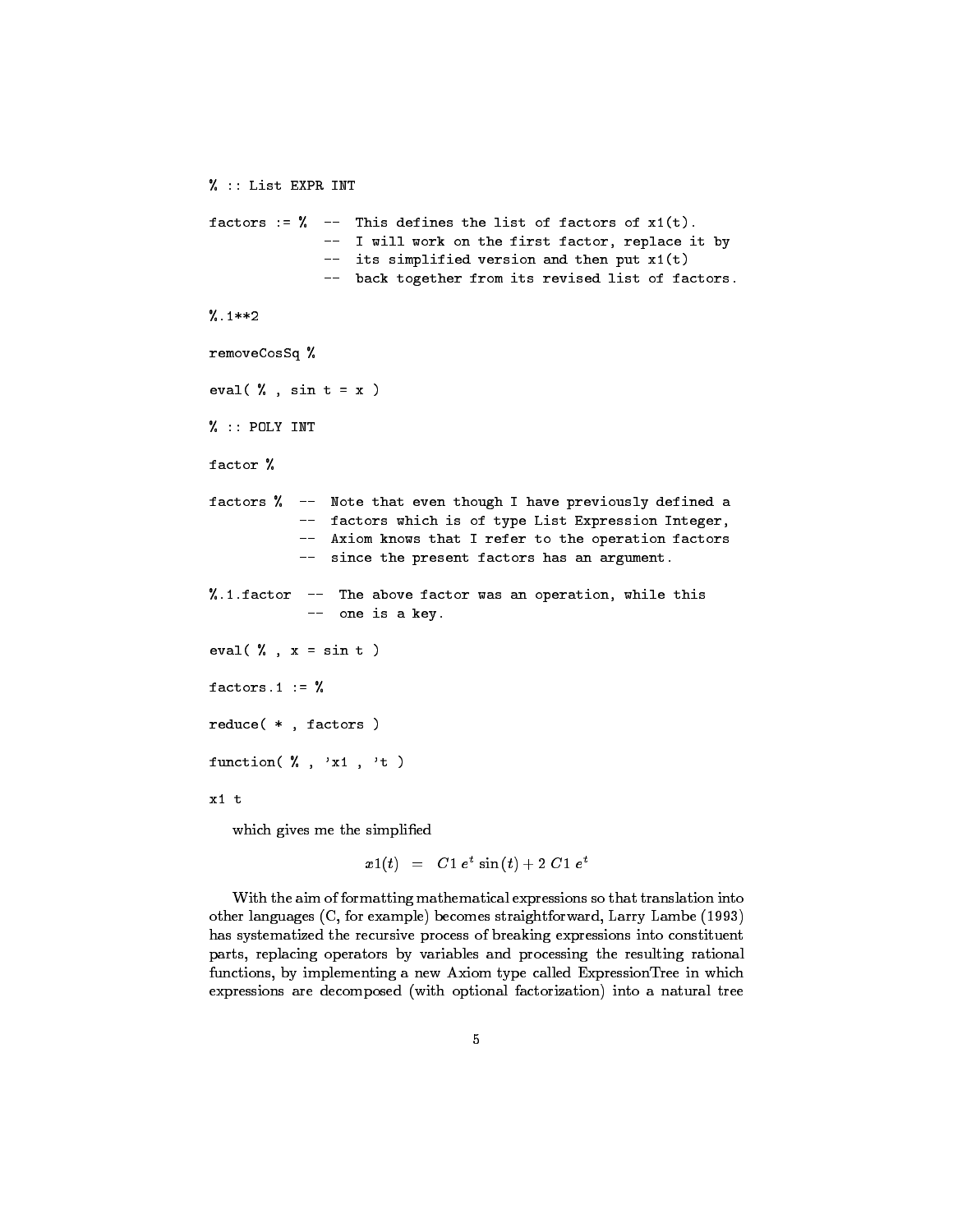```
% :: List EXPR INT

factors := %  --  This defines the list of factors of x1(t).
              --  I will work on the first factor, replace it by
              --  its simplified version and then put x1(t)
              --  back together from its revised list of factors.

%.1**2

removeCosSq %

eval( % , sin t = x )

% :: POLY INT

factor %

factors %  --  Note that even though I have previously defined a
           --  factors which is of type List Expression Integer,
           --  Axiom knows that I refer to the operation factors
           --  since the present factors has an argument.

%.1.factor  --  The above factor was an operation, while this
             --  one is a key.

eval( % , x = sin t )

factors.1 := %

reduce( * , factors )

function( % , 'x1 , 't )

x1 t
```

which gives me the simplified

$$x1(t) \;\;=\;\; C1\, e^t \sin(t) + 2\; C1\, e^t$$

With the aim of formatting mathematical expressions so that translation into other languages (C, for example) becomes straightforward, Larry Lambe (1993) has systematized the recursive process of breaking expressions into constituent parts, replacing operators by variables and processing the resulting rational functions, by implementing a new Axiom type called ExpressionTree in which expressions are decomposed (with optional factorization) into a natural tree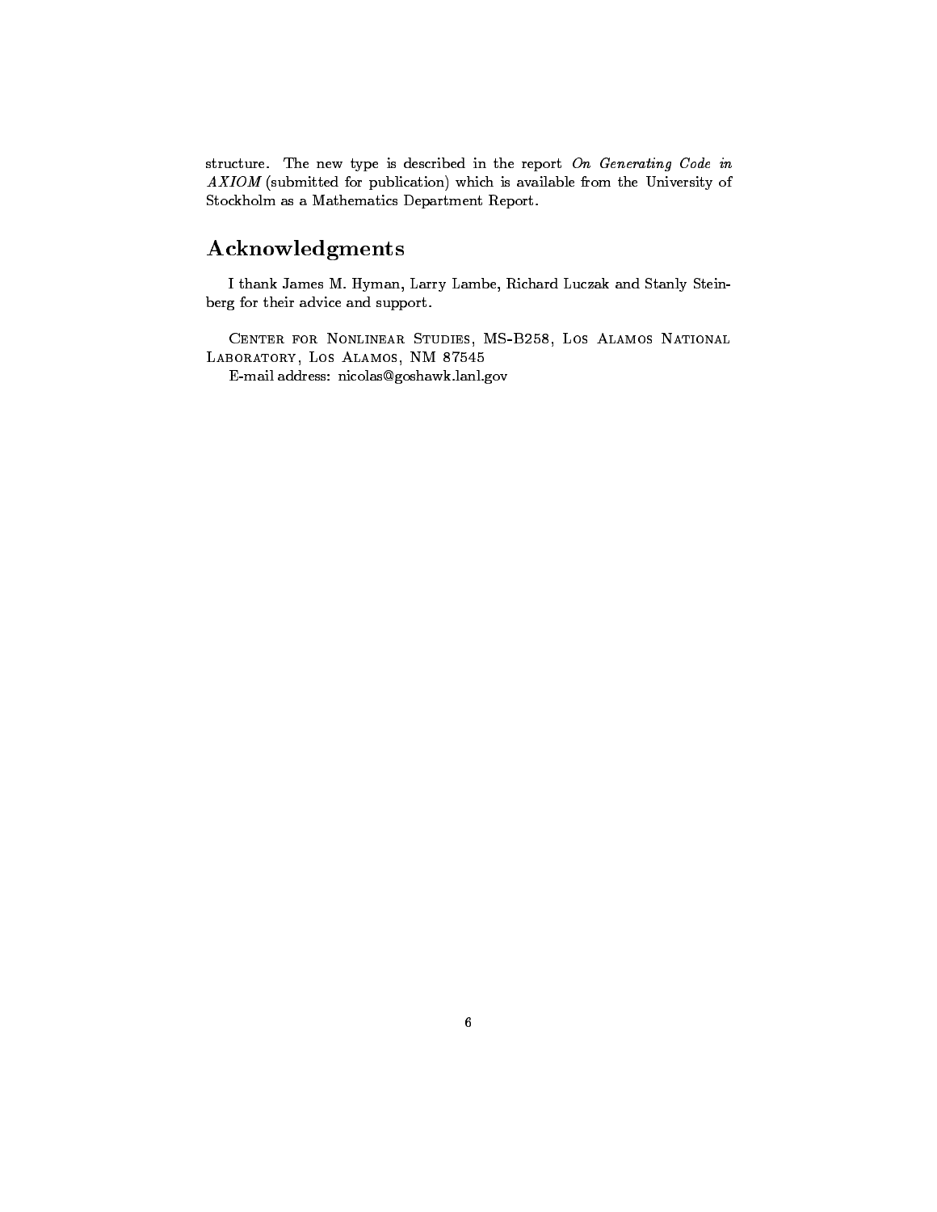structure. The new type is described in the report *On Generating Code in AXIOM* (submitted for publication) which is available from the University of Stockholm as a Mathematics Department Report.

## Acknowledgments

I thank James M. Hyman, Larry Lambe, Richard Luczak and Stanly Steinberg for their advice and support.

Center for Nonlinear Studies, MS-B258, Los Alamos National Laboratory, Los Alamos, NM 87545

E-mail address: nicolas@goshawk.lanl.gov